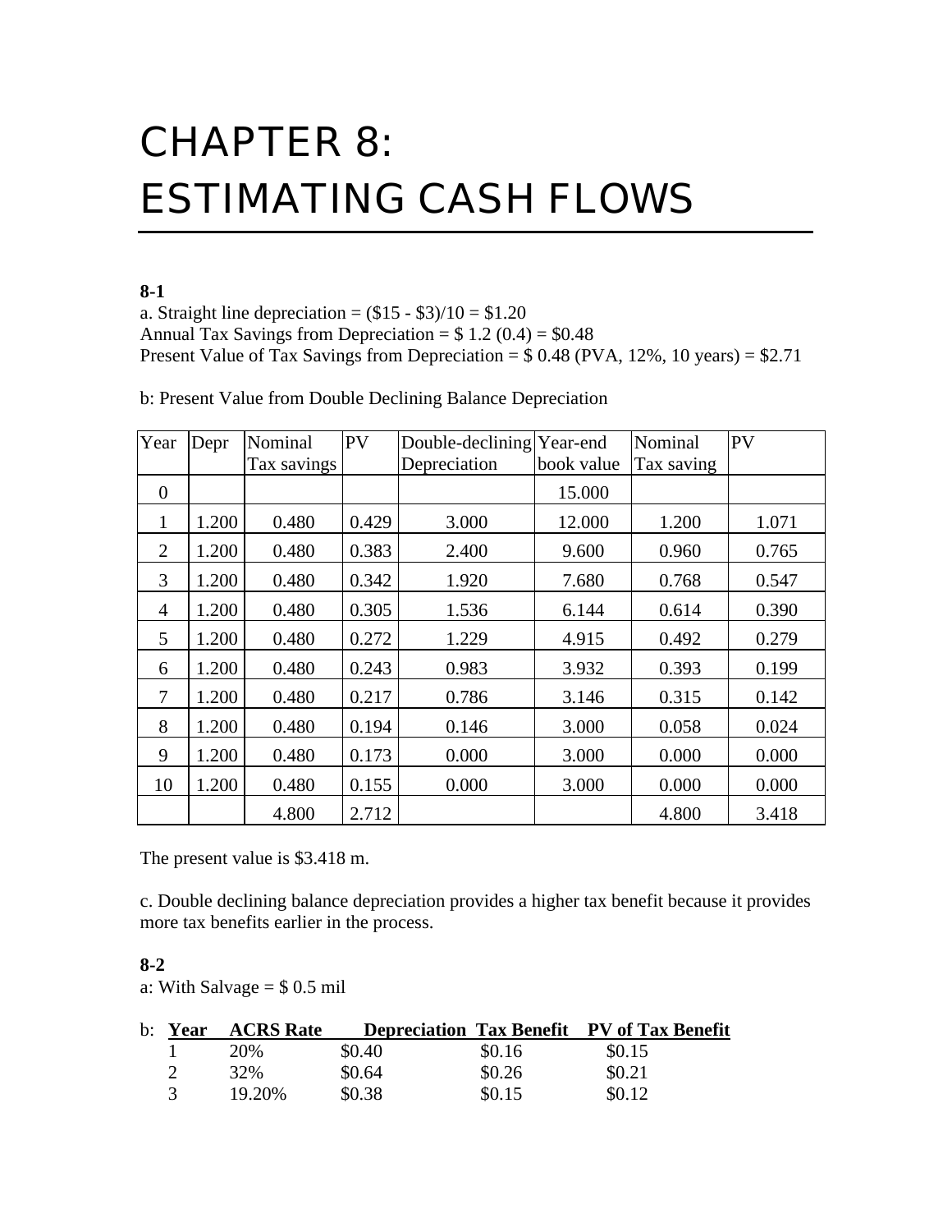# CHAPTER 8: ESTIMATING CASH FLOWS

**8-1**

a. Straight line depreciation = ($15 - $3)/10 = $1.20
Annual Tax Savings from Depreciation = $ 1.2 (0.4) = $0.48
Present Value of Tax Savings from Depreciation = $ 0.48 (PVA, 12%, 10 years) = $2.71

b: Present Value from Double Declining Balance Depreciation

| Year | Depr | Nominal Tax savings | PV | Double-declining Depreciation | Year-end book value | Nominal Tax saving | PV |
|---|---|---|---|---|---|---|---|
| 0 | | | | | 15.000 | | |
| 1 | 1.200 | 0.480 | 0.429 | 3.000 | 12.000 | 1.200 | 1.071 |
| 2 | 1.200 | 0.480 | 0.383 | 2.400 | 9.600 | 0.960 | 0.765 |
| 3 | 1.200 | 0.480 | 0.342 | 1.920 | 7.680 | 0.768 | 0.547 |
| 4 | 1.200 | 0.480 | 0.305 | 1.536 | 6.144 | 0.614 | 0.390 |
| 5 | 1.200 | 0.480 | 0.272 | 1.229 | 4.915 | 0.492 | 0.279 |
| 6 | 1.200 | 0.480 | 0.243 | 0.983 | 3.932 | 0.393 | 0.199 |
| 7 | 1.200 | 0.480 | 0.217 | 0.786 | 3.146 | 0.315 | 0.142 |
| 8 | 1.200 | 0.480 | 0.194 | 0.146 | 3.000 | 0.058 | 0.024 |
| 9 | 1.200 | 0.480 | 0.173 | 0.000 | 3.000 | 0.000 | 0.000 |
| 10 | 1.200 | 0.480 | 0.155 | 0.000 | 3.000 | 0.000 | 0.000 |
| | | 4.800 | 2.712 | | | 4.800 | 3.418 |

The present value is $3.418 m.

c. Double declining balance depreciation provides a higher tax benefit because it provides more tax benefits earlier in the process.

**8-2**

a: With Salvage = $ 0.5 mil

b:

| Year | ACRS Rate | Depreciation | Tax Benefit | PV of Tax Benefit |
|---|---|---|---|---|
| 1 | 20% | $0.40 | $0.16 | $0.15 |
| 2 | 32% | $0.64 | $0.26 | $0.21 |
| 3 | 19.20% | $0.38 | $0.15 | $0.12 |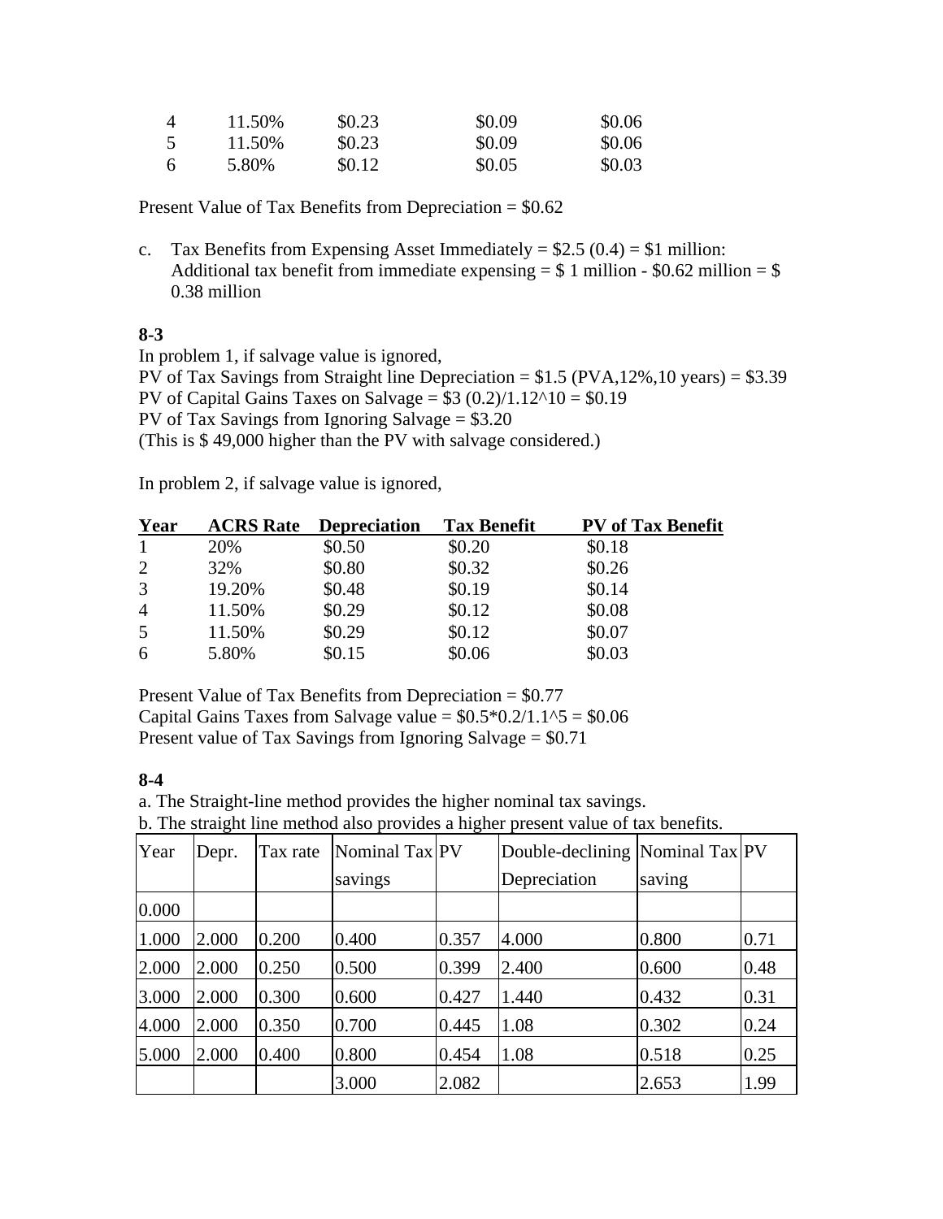| | | | | |
|---|---|---|---|---|
| 4 | 11.50% | $0.23 | $0.09 | $0.06 |
| 5 | 11.50% | $0.23 | $0.09 | $0.06 |
| 6 | 5.80% | $0.12 | $0.05 | $0.03 |

Present Value of Tax Benefits from Depreciation = $0.62

c. Tax Benefits from Expensing Asset Immediately = $2.5 (0.4) = $1 million:
   Additional tax benefit from immediate expensing = $ 1 million - $0.62 million = $ 0.38 million

**8-3**

In problem 1, if salvage value is ignored,
PV of Tax Savings from Straight line Depreciation = $1.5 (PVA,12%,10 years) = $3.39
PV of Capital Gains Taxes on Salvage = $3 (0.2)/1.12^10 = $0.19
PV of Tax Savings from Ignoring Salvage = $3.20
(This is $ 49,000 higher than the PV with salvage considered.)

In problem 2, if salvage value is ignored,

| Year | ACRS Rate | Depreciation | Tax Benefit | PV of Tax Benefit |
|---|---|---|---|---|
| 1 | 20% | $0.50 | $0.20 | $0.18 |
| 2 | 32% | $0.80 | $0.32 | $0.26 |
| 3 | 19.20% | $0.48 | $0.19 | $0.14 |
| 4 | 11.50% | $0.29 | $0.12 | $0.08 |
| 5 | 11.50% | $0.29 | $0.12 | $0.07 |
| 6 | 5.80% | $0.15 | $0.06 | $0.03 |

Present Value of Tax Benefits from Depreciation = $0.77
Capital Gains Taxes from Salvage value = $0.5*0.2/1.1^5 = $0.06
Present value of Tax Savings from Ignoring Salvage = $0.71

**8-4**

a. The Straight-line method provides the higher nominal tax savings.
b. The straight line method also provides a higher present value of tax benefits.

| Year | Depr. | Tax rate | Nominal Tax savings | PV | Double-declining Depreciation | Nominal Tax saving | PV |
|---|---|---|---|---|---|---|---|
| 0.000 | | | | | | | |
| 1.000 | 2.000 | 0.200 | 0.400 | 0.357 | 4.000 | 0.800 | 0.71 |
| 2.000 | 2.000 | 0.250 | 0.500 | 0.399 | 2.400 | 0.600 | 0.48 |
| 3.000 | 2.000 | 0.300 | 0.600 | 0.427 | 1.440 | 0.432 | 0.31 |
| 4.000 | 2.000 | 0.350 | 0.700 | 0.445 | 1.08 | 0.302 | 0.24 |
| 5.000 | 2.000 | 0.400 | 0.800 | 0.454 | 1.08 | 0.518 | 0.25 |
| | | | 3.000 | 2.082 | | 2.653 | 1.99 |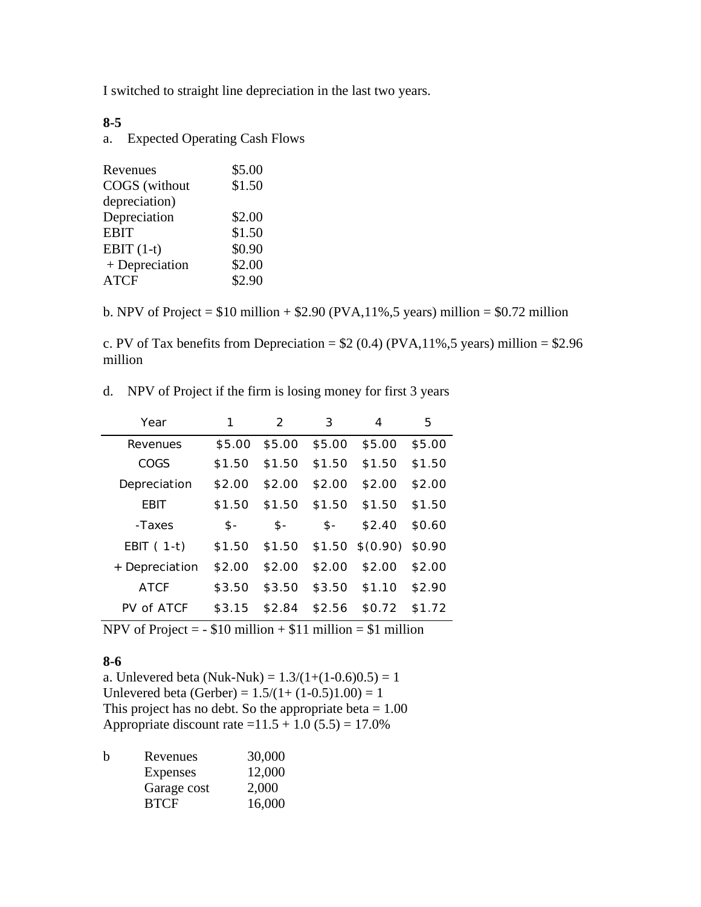I switched to straight line depreciation in the last two years.

**8-5**

a. Expected Operating Cash Flows

| | |
|---|---|
| Revenues | \$5.00 |
| COGS (without depreciation) | \$1.50 |
| Depreciation | \$2.00 |
| EBIT | \$1.50 |
| EBIT (1-t) | \$0.90 |
| + Depreciation | \$2.00 |
| ATCF | \$2.90 |

b. NPV of Project = \$10 million + \$2.90 (PVA,11%,5 years) million = \$0.72 million

c. PV of Tax benefits from Depreciation = \$2 (0.4) (PVA,11%,5 years) million = \$2.96 million

d. NPV of Project if the firm is losing money for first 3 years

| Year | 1 | 2 | 3 | 4 | 5 |
|---|---|---|---|---|---|
| Revenues | \$5.00 | \$5.00 | \$5.00 | \$5.00 | \$5.00 |
| COGS | \$1.50 | \$1.50 | \$1.50 | \$1.50 | \$1.50 |
| Depreciation | \$2.00 | \$2.00 | \$2.00 | \$2.00 | \$2.00 |
| EBIT | \$1.50 | \$1.50 | \$1.50 | \$1.50 | \$1.50 |
| -Taxes | \$- | \$- | \$- | \$2.40 | \$0.60 |
| EBIT ( 1-t) | \$1.50 | \$1.50 | \$1.50 | \$(0.90) | \$0.90 |
| + Depreciation | \$2.00 | \$2.00 | \$2.00 | \$2.00 | \$2.00 |
| ATCF | \$3.50 | \$3.50 | \$3.50 | \$1.10 | \$2.90 |
| PV of ATCF | \$3.15 | \$2.84 | \$2.56 | \$0.72 | \$1.72 |

NPV of Project = - \$10 million + \$11 million = \$1 million

**8-6**

a. Unlevered beta (Nuk-Nuk) = 1.3/(1+(1-0.6)0.5) = 1
Unlevered beta (Gerber) = 1.5/(1+ (1-0.5)1.00) = 1
This project has no debt. So the appropriate beta = 1.00
Appropriate discount rate =11.5 + 1.0 (5.5) = 17.0%

b

| | |
|---|---|
| Revenues | 30,000 |
| Expenses | 12,000 |
| Garage cost | 2,000 |
| BTCF | 16,000 |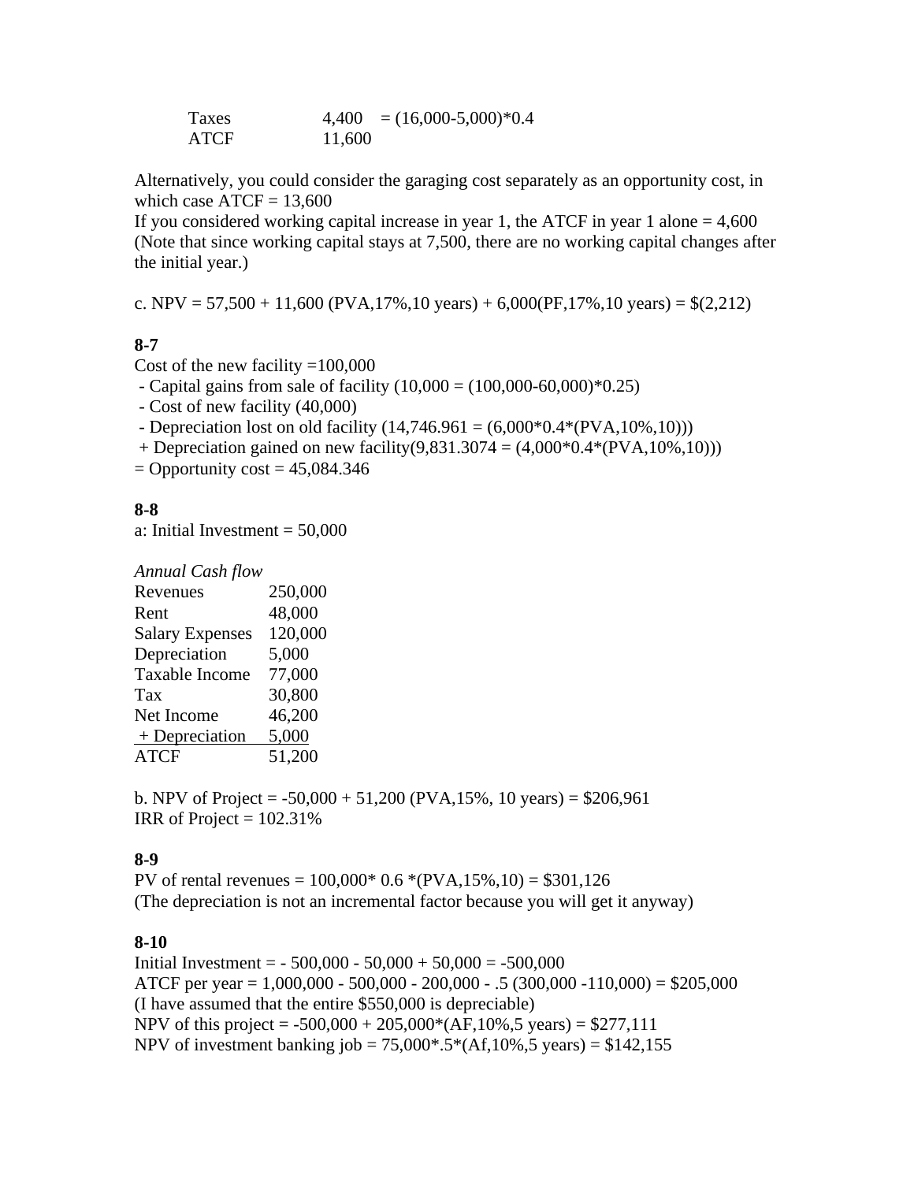| | | |
|---|---|---|
| Taxes | 4,400 | = (16,000-5,000)*0.4 |
| ATCF | 11,600 | |

Alternatively, you could consider the garaging cost separately as an opportunity cost, in which case ATCF = 13,600
If you considered working capital increase in year 1, the ATCF in year 1 alone = 4,600
(Note that since working capital stays at 7,500, there are no working capital changes after the initial year.)

c. NPV = 57,500 + 11,600 (PVA,17%,10 years) + 6,000(PF,17%,10 years) = $(2,212)

**8-7**

Cost of the new facility =100,000
 - Capital gains from sale of facility (10,000 = (100,000-60,000)*0.25)
 - Cost of new facility (40,000)
 - Depreciation lost on old facility (14,746.961 = (6,000*0.4*(PVA,10%,10)))
 + Depreciation gained on new facility(9,831.3074 = (4,000*0.4*(PVA,10%,10)))
= Opportunity cost = 45,084.346

**8-8**

a: Initial Investment = 50,000

*Annual Cash flow*

| | |
|---|---|
| Revenues | 250,000 |
| Rent | 48,000 |
| Salary Expenses | 120,000 |
| Depreciation | 5,000 |
| Taxable Income | 77,000 |
| Tax | 30,800 |
| Net Income | 46,200 |
| + Depreciation | 5,000 |
| ATCF | 51,200 |

b. NPV of Project = -50,000 + 51,200 (PVA,15%, 10 years) = $206,961
IRR of Project = 102.31%

**8-9**

PV of rental revenues = 100,000* 0.6 *(PVA,15%,10) = $301,126
(The depreciation is not an incremental factor because you will get it anyway)

**8-10**

Initial Investment = - 500,000 - 50,000 + 50,000 = -500,000
ATCF per year = 1,000,000 - 500,000 - 200,000 - .5 (300,000 -110,000) = $205,000
(I have assumed that the entire $550,000 is depreciable)
NPV of this project = -500,000 + 205,000*(AF,10%,5 years) = $277,111
NPV of investment banking job = 75,000*.5*(Af,10%,5 years) = $142,155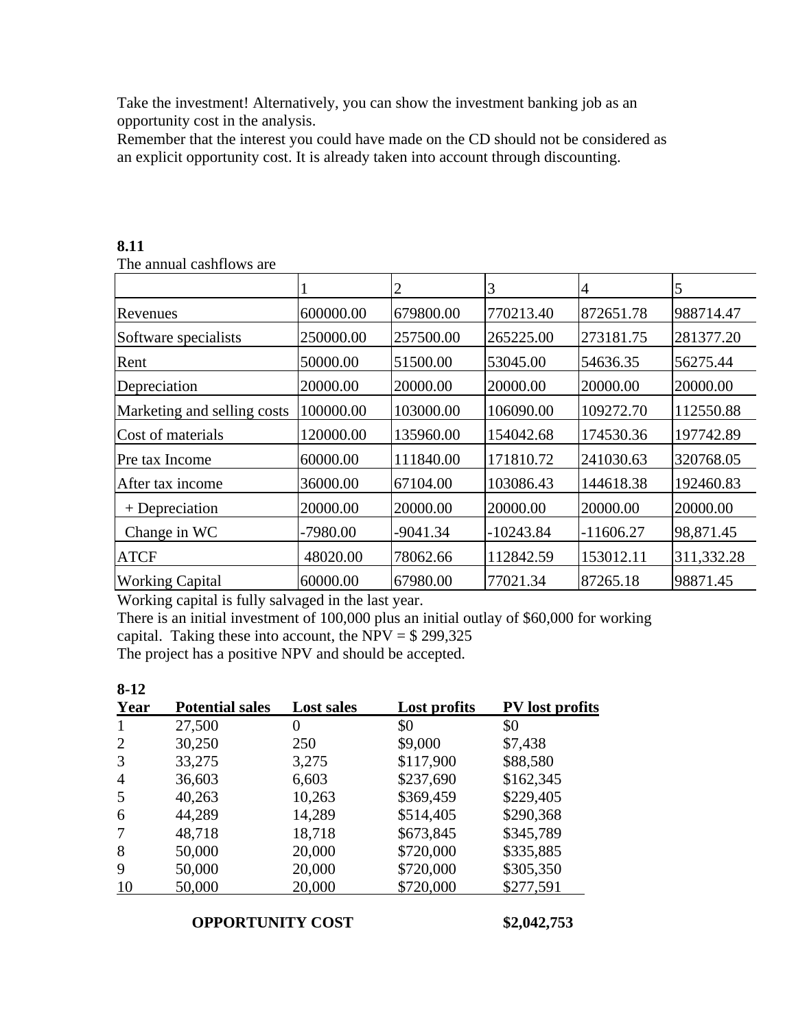Take the investment! Alternatively, you can show the investment banking job as an opportunity cost in the analysis.

Remember that the interest you could have made on the CD should not be considered as an explicit opportunity cost. It is already taken into account through discounting.

**8.11**

The annual cashflows are

| | 1 | 2 | 3 | 4 | 5 |
|---|---|---|---|---|---|
| Revenues | 600000.00 | 679800.00 | 770213.40 | 872651.78 | 988714.47 |
| Software specialists | 250000.00 | 257500.00 | 265225.00 | 273181.75 | 281377.20 |
| Rent | 50000.00 | 51500.00 | 53045.00 | 54636.35 | 56275.44 |
| Depreciation | 20000.00 | 20000.00 | 20000.00 | 20000.00 | 20000.00 |
| Marketing and selling costs | 100000.00 | 103000.00 | 106090.00 | 109272.70 | 112550.88 |
| Cost of materials | 120000.00 | 135960.00 | 154042.68 | 174530.36 | 197742.89 |
| Pre tax Income | 60000.00 | 111840.00 | 171810.72 | 241030.63 | 320768.05 |
| After tax income | 36000.00 | 67104.00 | 103086.43 | 144618.38 | 192460.83 |
| + Depreciation | 20000.00 | 20000.00 | 20000.00 | 20000.00 | 20000.00 |
| Change in WC | -7980.00 | -9041.34 | -10243.84 | -11606.27 | 98,871.45 |
| ATCF | 48020.00 | 78062.66 | 112842.59 | 153012.11 | 311,332.28 |
| Working Capital | 60000.00 | 67980.00 | 77021.34 | 87265.18 | 98871.45 |

Working capital is fully salvaged in the last year.

There is an initial investment of 100,000 plus an initial outlay of $60,000 for working capital. Taking these into account, the NPV = $ 299,325

The project has a positive NPV and should be accepted.

**8-12**

| Year | Potential sales | Lost sales | Lost profits | PV lost profits |
|---|---|---|---|---|
| 1 | 27,500 | 0 | $0 | $0 |
| 2 | 30,250 | 250 | $9,000 | $7,438 |
| 3 | 33,275 | 3,275 | $117,900 | $88,580 |
| 4 | 36,603 | 6,603 | $237,690 | $162,345 |
| 5 | 40,263 | 10,263 | $369,459 | $229,405 |
| 6 | 44,289 | 14,289 | $514,405 | $290,368 |
| 7 | 48,718 | 18,718 | $673,845 | $345,789 |
| 8 | 50,000 | 20,000 | $720,000 | $335,885 |
| 9 | 50,000 | 20,000 | $720,000 | $305,350 |
| 10 | 50,000 | 20,000 | $720,000 | $277,591 |

**OPPORTUNITY COST** **$2,042,753**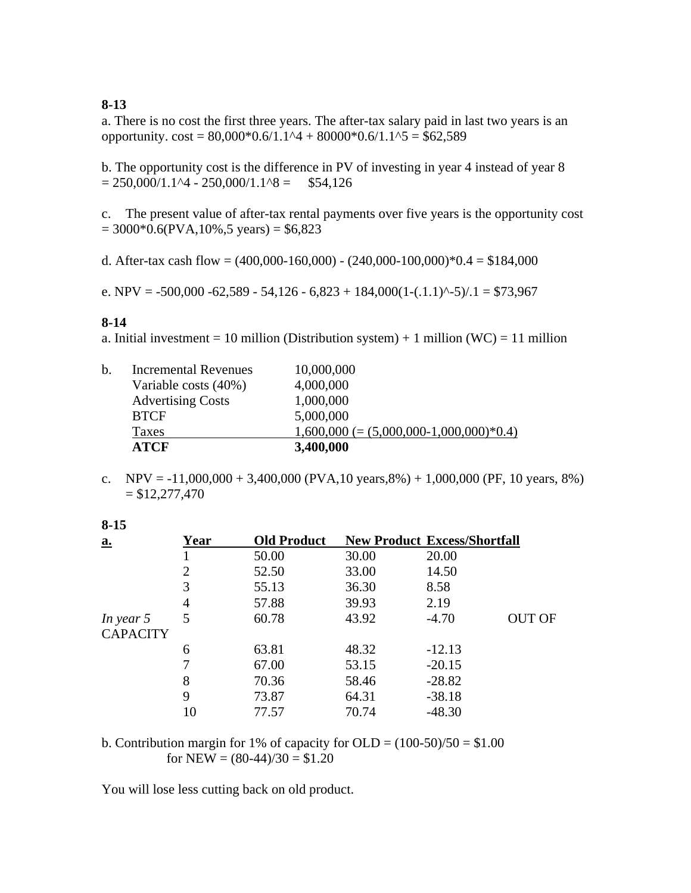**8-13**

a. There is no cost the first three years. The after-tax salary paid in last two years is an opportunity. cost = 80,000*0.6/1.1^4 + 80000*0.6/1.1^5 = $62,589

b. The opportunity cost is the difference in PV of investing in year 4 instead of year 8 = 250,000/1.1^4 - 250,000/1.1^8 = $54,126

c. The present value of after-tax rental payments over five years is the opportunity cost = 3000*0.6(PVA,10%,5 years) = $6,823

d. After-tax cash flow = (400,000-160,000) - (240,000-100,000)*0.4 = $184,000

e. NPV = -500,000 -62,589 - 54,126 - 6,823 + 184,000(1-(.1.1)^-5)/.1 = $73,967

**8-14**

a. Initial investment = 10 million (Distribution system) + 1 million (WC) = 11 million

b.

| | |
|---|---|
| Incremental Revenues | 10,000,000 |
| Variable costs (40%) | 4,000,000 |
| Advertising Costs | 1,000,000 |
| BTCF | 5,000,000 |
| Taxes | 1,600,000 (= (5,000,000-1,000,000)*0.4) |
| **ATCF** | **3,400,000** |

c. NPV = -11,000,000 + 3,400,000 (PVA,10 years,8%) + 1,000,000 (PF, 10 years, 8%) = $12,277,470

**8-15**

| **a.** | **Year** | **Old Product** | **New Product** | **Excess/Shortfall** | |
|---|---|---|---|---|---|
| | 1 | 50.00 | 30.00 | 20.00 | |
| | 2 | 52.50 | 33.00 | 14.50 | |
| | 3 | 55.13 | 36.30 | 8.58 | |
| | 4 | 57.88 | 39.93 | 2.19 | |
| *In year 5* | 5 | 60.78 | 43.92 | -4.70 | OUT OF CAPACITY |
| | 6 | 63.81 | 48.32 | -12.13 | |
| | 7 | 67.00 | 53.15 | -20.15 | |
| | 8 | 70.36 | 58.46 | -28.82 | |
| | 9 | 73.87 | 64.31 | -38.18 | |
| | 10 | 77.57 | 70.74 | -48.30 | |

b. Contribution margin for 1% of capacity for OLD = (100-50)/50 = $1.00
for NEW = (80-44)/30 = $1.20

You will lose less cutting back on old product.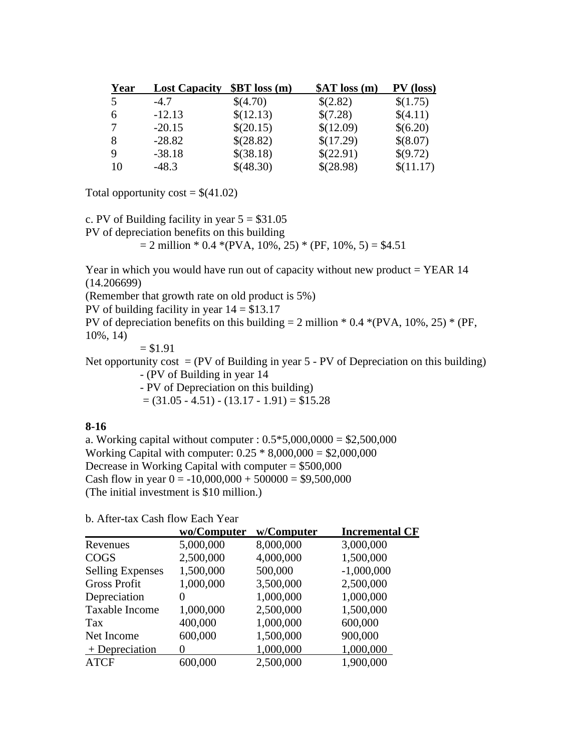| Year | Lost Capacity | $BT loss (m) | $AT loss (m) | PV (loss) |
|---|---|---|---|---|
| 5 | -4.7 | $(4.70) | $(2.82) | $(1.75) |
| 6 | -12.13 | $(12.13) | $(7.28) | $(4.11) |
| 7 | -20.15 | $(20.15) | $(12.09) | $(6.20) |
| 8 | -28.82 | $(28.82) | $(17.29) | $(8.07) |
| 9 | -38.18 | $(38.18) | $(22.91) | $(9.72) |
| 10 | -48.3 | $(48.30) | $(28.98) | $(11.17) |

Total opportunity cost = $(41.02)

c. PV of Building facility in year 5 = $31.05
PV of depreciation benefits on this building
= 2 million * 0.4 *(PVA, 10%, 25) * (PF, 10%, 5) = $4.51

Year in which you would have run out of capacity without new product = YEAR 14 (14.206699)
(Remember that growth rate on old product is 5%)
PV of building facility in year 14 = $13.17
PV of depreciation benefits on this building = 2 million * 0.4 *(PVA, 10%, 25) * (PF, 10%, 14)
= $1.91
Net opportunity cost = (PV of Building in year 5 - PV of Depreciation on this building)
- (PV of Building in year 14
- PV of Depreciation on this building)
= (31.05 - 4.51) - (13.17 - 1.91) = $15.28

**8-16**

a. Working capital without computer : 0.5*5,000,0000 = $2,500,000
Working Capital with computer: 0.25 * 8,000,000 = $2,000,000
Decrease in Working Capital with computer = $500,000
Cash flow in year 0 = -10,000,000 + 500000 = $9,500,000
(The initial investment is $10 million.)

b. After-tax Cash flow Each Year

| | wo/Computer | w/Computer | Incremental CF |
|---|---|---|---|
| Revenues | 5,000,000 | 8,000,000 | 3,000,000 |
| COGS | 2,500,000 | 4,000,000 | 1,500,000 |
| Selling Expenses | 1,500,000 | 500,000 | -1,000,000 |
| Gross Profit | 1,000,000 | 3,500,000 | 2,500,000 |
| Depreciation | 0 | 1,000,000 | 1,000,000 |
| Taxable Income | 1,000,000 | 2,500,000 | 1,500,000 |
| Tax | 400,000 | 1,000,000 | 600,000 |
| Net Income | 600,000 | 1,500,000 | 900,000 |
| + Depreciation | 0 | 1,000,000 | 1,000,000 |
| ATCF | 600,000 | 2,500,000 | 1,900,000 |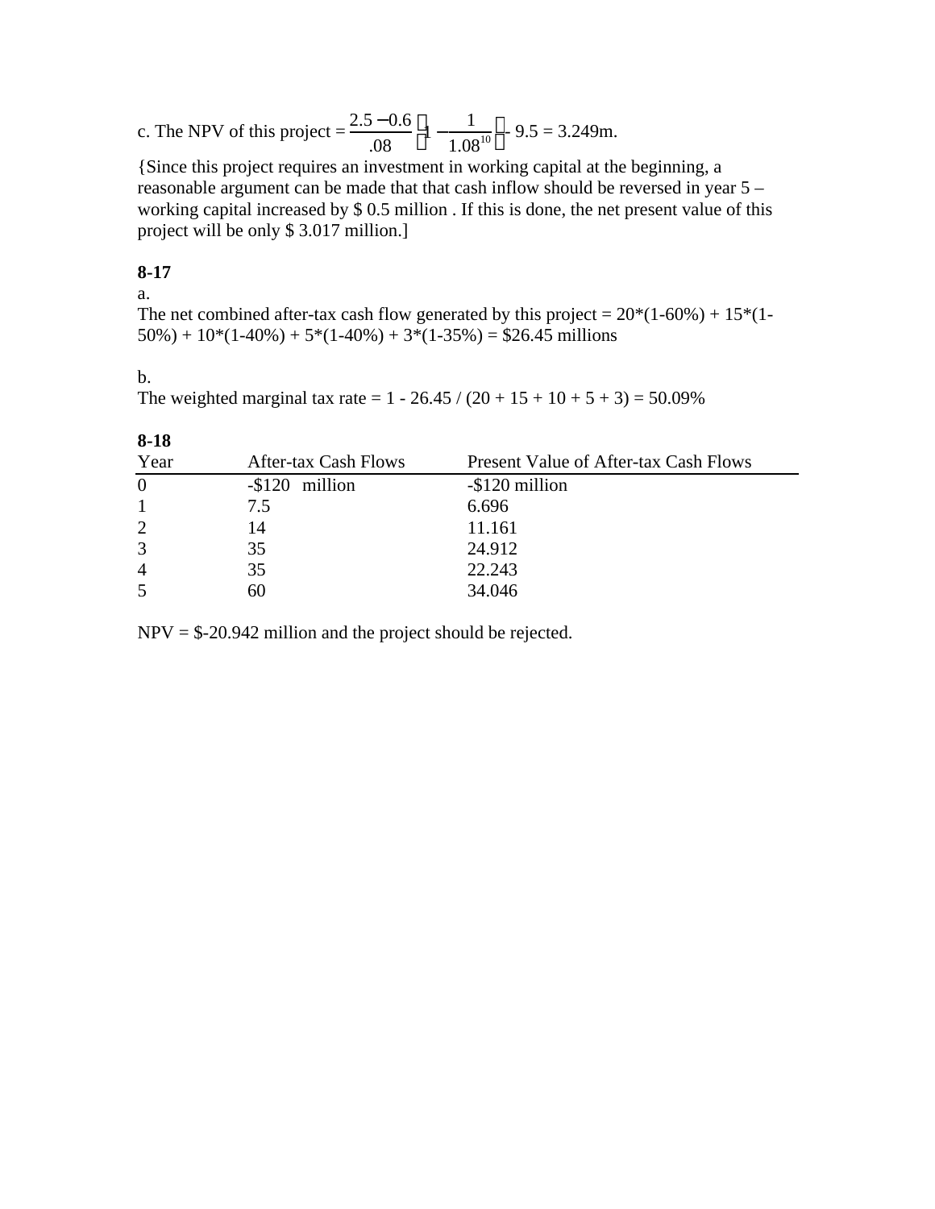c. The NPV of this project = $\frac{2.5 - 0.6}{.08}\left(1 - \frac{1}{1.08^{10}}\right)$ - 9.5 = 3.249m.

{Since this project requires an investment in working capital at the beginning, a reasonable argument can be made that that cash inflow should be reversed in year 5 – working capital increased by $ 0.5 million . If this is done, the net present value of this project will be only $ 3.017 million.]

**8-17**

a.

The net combined after-tax cash flow generated by this project = 20*(1-60%) + 15*(1-50%) + 10*(1-40%) + 5*(1-40%) + 3*(1-35%) = $26.45 millions

b.

The weighted marginal tax rate = 1 - 26.45 / (20 + 15 + 10 + 5 + 3) = 50.09%

**8-18**

| Year | After-tax Cash Flows | Present Value of After-tax Cash Flows |
|---|---|---|
| 0 | -$120 million | -$120 million |
| 1 | 7.5 | 6.696 |
| 2 | 14 | 11.161 |
| 3 | 35 | 24.912 |
| 4 | 35 | 22.243 |
| 5 | 60 | 34.046 |

NPV = $-20.942 million and the project should be rejected.